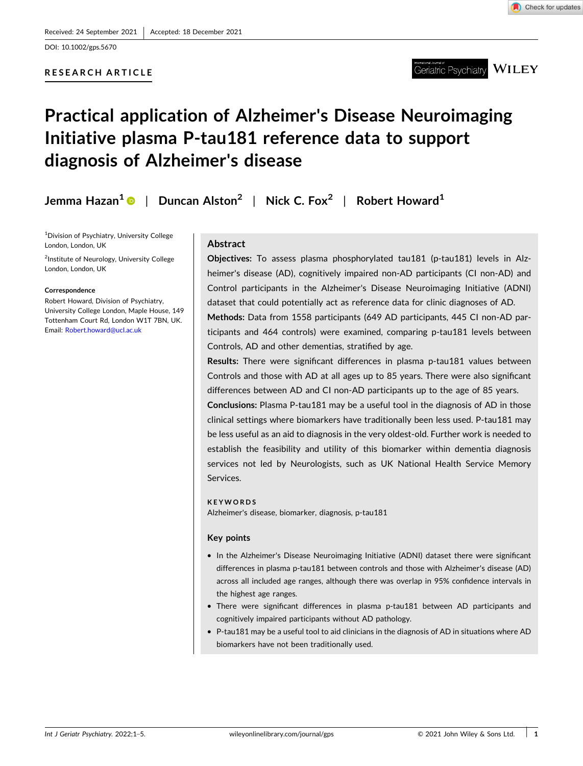Received: 24 September 2021 | Accepted: 18 December 2021

DOI: 10.1002/gps.5670

RESEARCH ARTICLE

# Practical application of Alzheimer's Disease Neuroimaging Initiative plasma P-tau181 reference data to support diagnosis of Alzheimer's disease

**Jemma Hazan**[1] | **Duncan Alston**[2] | **Nick C. Fox**[2] | **Robert Howard**[1]

[1]Division of Psychiatry, University College London, London, UK

[2]Institute of Neurology, University College London, London, UK

**Correspondence**

Robert Howard, Division of Psychiatry, University College London, Maple House, 149 Tottenham Court Rd, London W1T 7BN, UK.
Email: Robert.howard@ucl.ac.uk

## Abstract

**Objectives:** To assess plasma phosphorylated tau181 (p-tau181) levels in Alzheimer's disease (AD), cognitively impaired non-AD participants (CI non-AD) and Control participants in the Alzheimer's Disease Neuroimaging Initiative (ADNI) dataset that could potentially act as reference data for clinic diagnoses of AD.

**Methods:** Data from 1558 participants (649 AD participants, 445 CI non-AD participants and 464 controls) were examined, comparing p-tau181 levels between Controls, AD and other dementias, stratified by age.

**Results:** There were significant differences in plasma p-tau181 values between Controls and those with AD at all ages up to 85 years. There were also significant differences between AD and CI non-AD participants up to the age of 85 years.

**Conclusions:** Plasma P-tau181 may be a useful tool in the diagnosis of AD in those clinical settings where biomarkers have traditionally been less used. P-tau181 may be less useful as an aid to diagnosis in the very oldest-old. Further work is needed to establish the feasibility and utility of this biomarker within dementia diagnosis services not led by Neurologists, such as UK National Health Service Memory Services.

**KEYWORDS**

Alzheimer's disease, biomarker, diagnosis, p-tau181

### Key points

- In the Alzheimer's Disease Neuroimaging Initiative (ADNI) dataset there were significant differences in plasma p-tau181 between controls and those with Alzheimer's disease (AD) across all included age ranges, although there was overlap in 95% confidence intervals in the highest age ranges.
- There were significant differences in plasma p-tau181 between AD participants and cognitively impaired participants without AD pathology.
- P-tau181 may be a useful tool to aid clinicians in the diagnosis of AD in situations where AD biomarkers have not been traditionally used.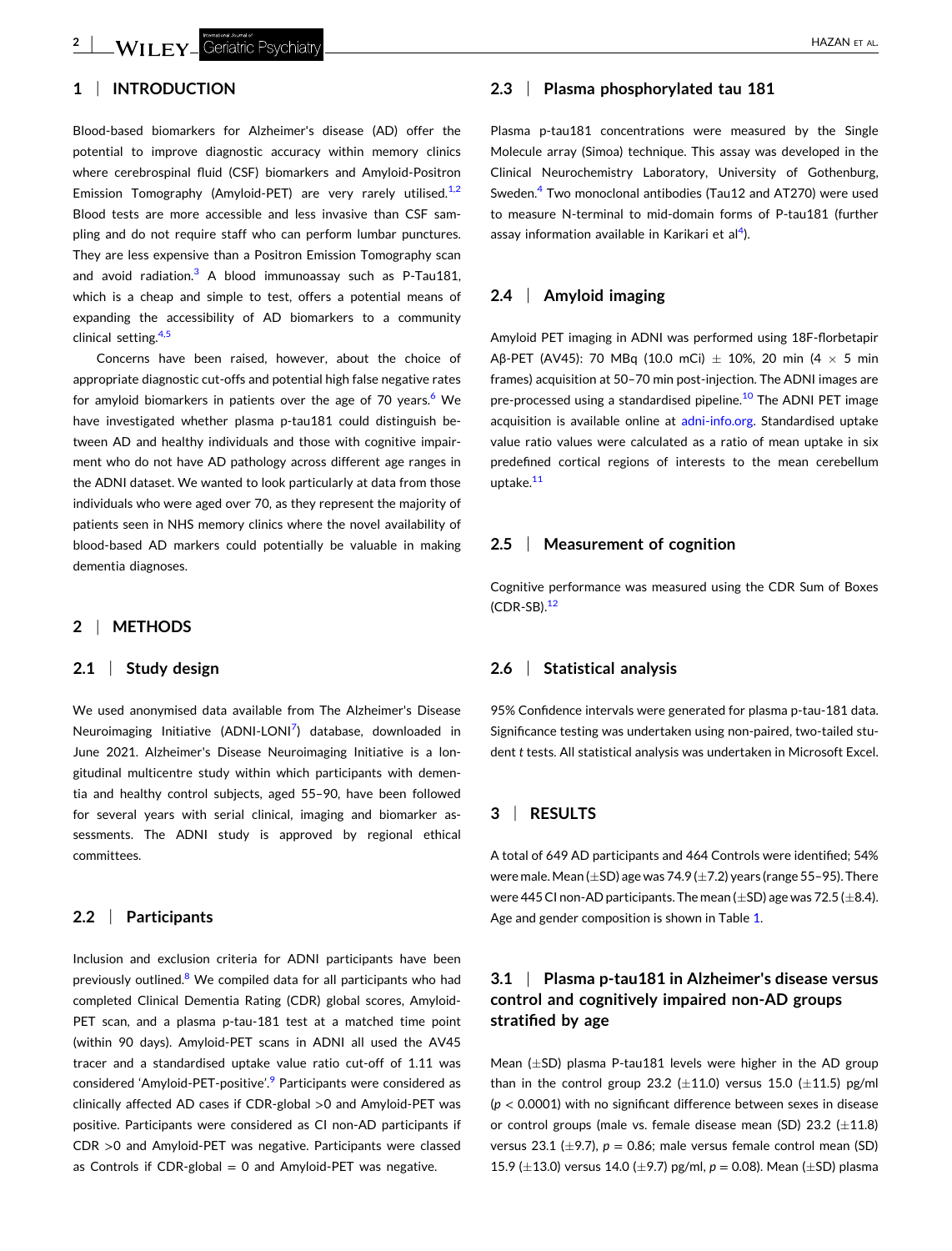## 1 | INTRODUCTION

Blood-based biomarkers for Alzheimer's disease (AD) offer the potential to improve diagnostic accuracy within memory clinics where cerebrospinal fluid (CSF) biomarkers and Amyloid-Positron Emission Tomography (Amyloid-PET) are very rarely utilised.[1,2] Blood tests are more accessible and less invasive than CSF sampling and do not require staff who can perform lumbar punctures. They are less expensive than a Positron Emission Tomography scan and avoid radiation.[3] A blood immunoassay such as P-Tau181, which is a cheap and simple to test, offers a potential means of expanding the accessibility of AD biomarkers to a community clinical setting.[4,5]

Concerns have been raised, however, about the choice of appropriate diagnostic cut-offs and potential high false negative rates for amyloid biomarkers in patients over the age of 70 years.[6] We have investigated whether plasma p-tau181 could distinguish between AD and healthy individuals and those with cognitive impairment who do not have AD pathology across different age ranges in the ADNI dataset. We wanted to look particularly at data from those individuals who were aged over 70, as they represent the majority of patients seen in NHS memory clinics where the novel availability of blood-based AD markers could potentially be valuable in making dementia diagnoses.

## 2 | METHODS

### 2.1 | Study design

We used anonymised data available from The Alzheimer's Disease Neuroimaging Initiative (ADNI-LONI[7]) database, downloaded in June 2021. Alzheimer's Disease Neuroimaging Initiative is a longitudinal multicentre study within which participants with dementia and healthy control subjects, aged 55–90, have been followed for several years with serial clinical, imaging and biomarker assessments. The ADNI study is approved by regional ethical committees.

### 2.2 | Participants

Inclusion and exclusion criteria for ADNI participants have been previously outlined.[8] We compiled data for all participants who had completed Clinical Dementia Rating (CDR) global scores, Amyloid-PET scan, and a plasma p-tau-181 test at a matched time point (within 90 days). Amyloid-PET scans in ADNI all used the AV45 tracer and a standardised uptake value ratio cut-off of 1.11 was considered 'Amyloid-PET-positive'.[9] Participants were considered as clinically affected AD cases if CDR-global >0 and Amyloid-PET was positive. Participants were considered as CI non-AD participants if CDR >0 and Amyloid-PET was negative. Participants were classed as Controls if CDR-global = 0 and Amyloid-PET was negative.

### 2.3 | Plasma phosphorylated tau 181

Plasma p-tau181 concentrations were measured by the Single Molecule array (Simoa) technique. This assay was developed in the Clinical Neurochemistry Laboratory, University of Gothenburg, Sweden.[4] Two monoclonal antibodies (Tau12 and AT270) were used to measure N-terminal to mid-domain forms of P-tau181 (further assay information available in Karikari et al[4]).

### 2.4 | Amyloid imaging

Amyloid PET imaging in ADNI was performed using 18F-florbetapir Aβ-PET (AV45): 70 MBq (10.0 mCi) ± 10%, 20 min (4 × 5 min frames) acquisition at 50–70 min post-injection. The ADNI images are pre-processed using a standardised pipeline.[10] The ADNI PET image acquisition is available online at adni-info.org. Standardised uptake value ratio values were calculated as a ratio of mean uptake in six predefined cortical regions of interests to the mean cerebellum uptake.[11]

### 2.5 | Measurement of cognition

Cognitive performance was measured using the CDR Sum of Boxes (CDR-SB).[12]

### 2.6 | Statistical analysis

95% Confidence intervals were generated for plasma p-tau-181 data. Significance testing was undertaken using non-paired, two-tailed student *t* tests. All statistical analysis was undertaken in Microsoft Excel.

## 3 | RESULTS

A total of 649 AD participants and 464 Controls were identified; 54% were male. Mean (±SD) age was 74.9 (±7.2) years (range 55–95). There were 445 CI non-AD participants. The mean (±SD) age was 72.5 (±8.4). Age and gender composition is shown in Table 1.

### 3.1 | Plasma p-tau181 in Alzheimer's disease versus control and cognitively impaired non-AD groups stratified by age

Mean (±SD) plasma P-tau181 levels were higher in the AD group than in the control group 23.2 (±11.0) versus 15.0 (±11.5) pg/ml ($p < 0.0001$) with no significant difference between sexes in disease or control groups (male vs. female disease mean (SD) 23.2 (±11.8) versus 23.1 (±9.7), $p = 0.86$; male versus female control mean (SD) 15.9 (±13.0) versus 14.0 (±9.7) pg/ml, $p = 0.08$). Mean (±SD) plasma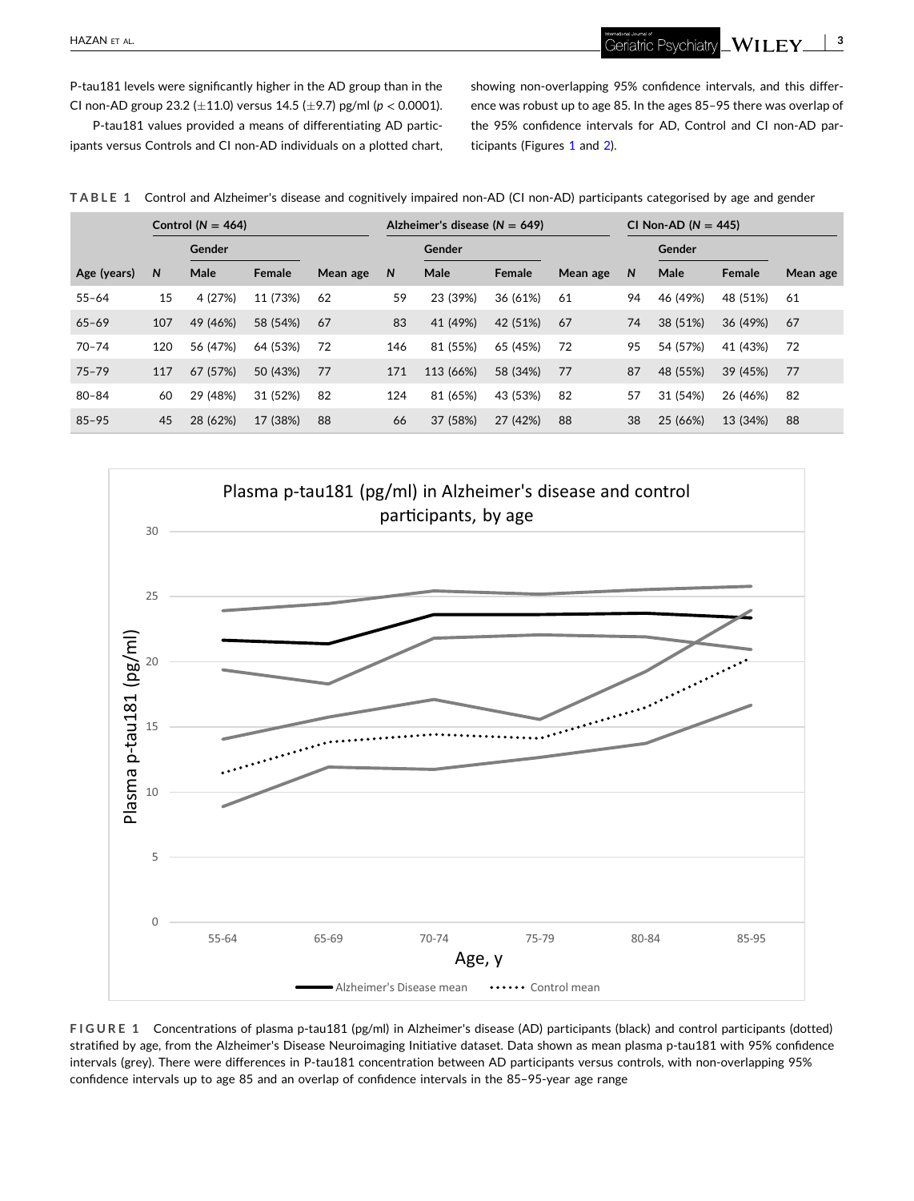P-tau181 levels were significantly higher in the AD group than in the CI non-AD group 23.2 (±11.0) versus 14.5 (±9.7) pg/ml ($p < 0.0001$).

P-tau181 values provided a means of differentiating AD participants versus Controls and CI non-AD individuals on a plotted chart, showing non-overlapping 95% confidence intervals, and this difference was robust up to age 85. In the ages 85–95 there was overlap of the 95% confidence intervals for AD, Control and CI non-AD participants (Figures 1 and 2).

**TABLE 1** Control and Alzheimer's disease and cognitively impaired non-AD (CI non-AD) participants categorised by age and gender

| | Control (N = 464) | | | | Alzheimer's disease (N = 649) | | | | CI Non-AD (N = 445) | | | |
|---|---|---|---|---|---|---|---|---|---|---|---|---|
| | | Gender | | | | Gender | | | | Gender | | |
| Age (years) | N | Male | Female | Mean age | N | Male | Female | Mean age | N | Male | Female | Mean age |
| 55–64 | 15 | 4 (27%) | 11 (73%) | 62 | 59 | 23 (39%) | 36 (61%) | 61 | 94 | 46 (49%) | 48 (51%) | 61 |
| 65–69 | 107 | 49 (46%) | 58 (54%) | 67 | 83 | 41 (49%) | 42 (51%) | 67 | 74 | 38 (51%) | 36 (49%) | 67 |
| 70–74 | 120 | 56 (47%) | 64 (53%) | 72 | 146 | 81 (55%) | 65 (45%) | 72 | 95 | 54 (57%) | 41 (43%) | 72 |
| 75–79 | 117 | 67 (57%) | 50 (43%) | 77 | 171 | 113 (66%) | 58 (34%) | 77 | 87 | 48 (55%) | 39 (45%) | 77 |
| 80–84 | 60 | 29 (48%) | 31 (52%) | 82 | 124 | 81 (65%) | 43 (53%) | 82 | 57 | 31 (54%) | 26 (46%) | 82 |
| 85–95 | 45 | 28 (62%) | 17 (38%) | 88 | 66 | 37 (58%) | 27 (42%) | 88 | 38 | 25 (66%) | 13 (34%) | 88 |

**FIGURE 1** Concentrations of plasma p-tau181 (pg/ml) in Alzheimer's disease (AD) participants (black) and control participants (dotted) stratified by age, from the Alzheimer's Disease Neuroimaging Initiative dataset. Data shown as mean plasma p-tau181 with 95% confidence intervals (grey). There were differences in P-tau181 concentration between AD participants versus controls, with non-overlapping 95% confidence intervals up to age 85 and an overlap of confidence intervals in the 85–95-year age range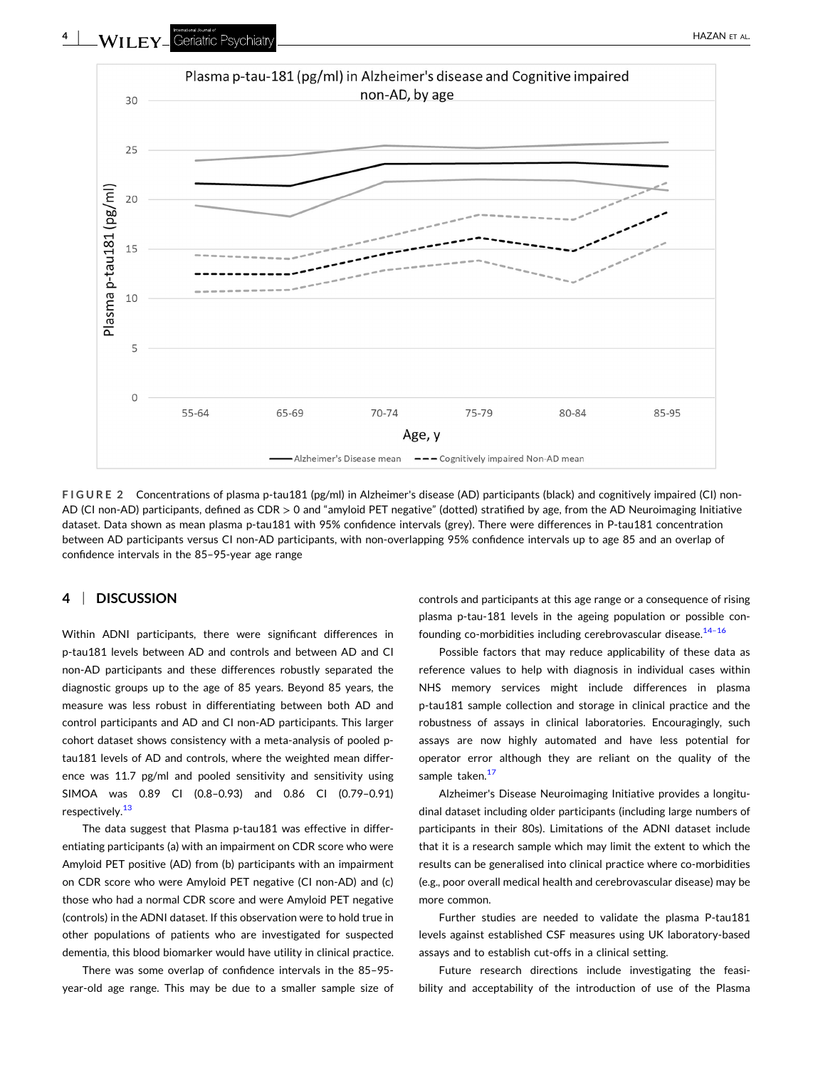FIGURE 2 Concentrations of plasma p-tau181 (pg/ml) in Alzheimer's disease (AD) participants (black) and cognitively impaired (CI) non-AD (CI non-AD) participants, defined as CDR > 0 and "amyloid PET negative" (dotted) stratified by age, from the AD Neuroimaging Initiative dataset. Data shown as mean plasma p-tau181 with 95% confidence intervals (grey). There were differences in P-tau181 concentration between AD participants versus CI non-AD participants, with non-overlapping 95% confidence intervals up to age 85 and an overlap of confidence intervals in the 85–95-year age range

## 4 | DISCUSSION

Within ADNI participants, there were significant differences in p-tau181 levels between AD and controls and between AD and CI non-AD participants and these differences robustly separated the diagnostic groups up to the age of 85 years. Beyond 85 years, the measure was less robust in differentiating between both AD and control participants and AD and CI non-AD participants. This larger cohort dataset shows consistency with a meta-analysis of pooled p-tau181 levels of AD and controls, where the weighted mean difference was 11.7 pg/ml and pooled sensitivity and sensitivity using SIMOA was 0.89 CI (0.8–0.93) and 0.86 CI (0.79–0.91) respectively.[13]

The data suggest that Plasma p-tau181 was effective in differentiating participants (a) with an impairment on CDR score who were Amyloid PET positive (AD) from (b) participants with an impairment on CDR score who were Amyloid PET negative (CI non-AD) and (c) those who had a normal CDR score and were Amyloid PET negative (controls) in the ADNI dataset. If this observation were to hold true in other populations of patients who are investigated for suspected dementia, this blood biomarker would have utility in clinical practice.

There was some overlap of confidence intervals in the 85–95-year-old age range. This may be due to a smaller sample size of controls and participants at this age range or a consequence of rising plasma p-tau-181 levels in the ageing population or possible confounding co-morbidities including cerebrovascular disease.[14–16]

Possible factors that may reduce applicability of these data as reference values to help with diagnosis in individual cases within NHS memory services might include differences in plasma p-tau181 sample collection and storage in clinical practice and the robustness of assays in clinical laboratories. Encouragingly, such assays are now highly automated and have less potential for operator error although they are reliant on the quality of the sample taken.[17]

Alzheimer's Disease Neuroimaging Initiative provides a longitudinal dataset including older participants (including large numbers of participants in their 80s). Limitations of the ADNI dataset include that it is a research sample which may limit the extent to which the results can be generalised into clinical practice where co-morbidities (e.g., poor overall medical health and cerebrovascular disease) may be more common.

Further studies are needed to validate the plasma P-tau181 levels against established CSF measures using UK laboratory-based assays and to establish cut-offs in a clinical setting.

Future research directions include investigating the feasibility and acceptability of the introduction of use of the Plasma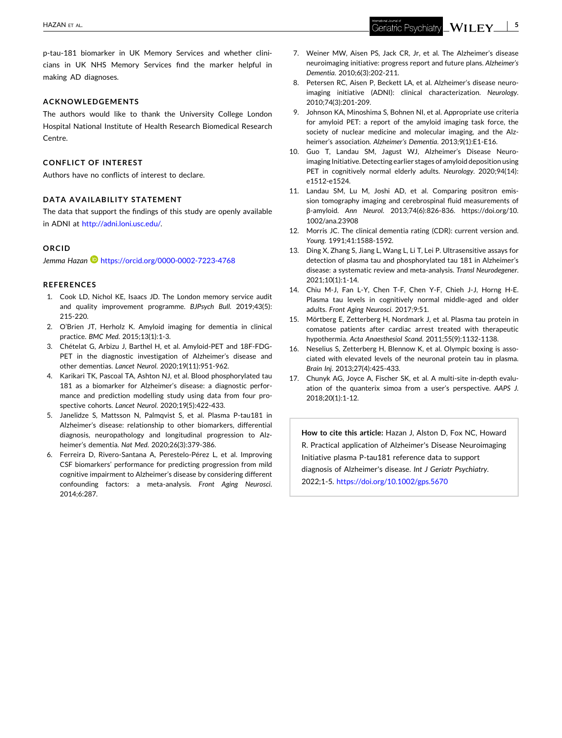p-tau-181 biomarker in UK Memory Services and whether clinicians in UK NHS Memory Services find the marker helpful in making AD diagnoses.

## ACKNOWLEDGEMENTS

The authors would like to thank the University College London Hospital National Institute of Health Research Biomedical Research Centre.

## CONFLICT OF INTEREST

Authors have no conflicts of interest to declare.

## DATA AVAILABILITY STATEMENT

The data that support the findings of this study are openly available in ADNI at http://adni.loni.usc.edu/.

## ORCID

*Jemma Hazan* https://orcid.org/0000-0002-7223-4768

## REFERENCES

1. Cook LD, Nichol KE, Isaacs JD. The London memory service audit and quality improvement programme. *BJPsych Bull.* 2019;43(5):215-220.
2. O'Brien JT, Herholz K. Amyloid imaging for dementia in clinical practice. *BMC Med.* 2015;13(1):1-3.
3. Chételat G, Arbizu J, Barthel H, et al. Amyloid-PET and 18F-FDG-PET in the diagnostic investigation of Alzheimer's disease and other dementias. *Lancet Neurol.* 2020;19(11):951-962.
4. Karikari TK, Pascoal TA, Ashton NJ, et al. Blood phosphorylated tau 181 as a biomarker for Alzheimer's disease: a diagnostic performance and prediction modelling study using data from four prospective cohorts. *Lancet Neurol.* 2020;19(5):422-433.
5. Janelidze S, Mattsson N, Palmqvist S, et al. Plasma P-tau181 in Alzheimer's disease: relationship to other biomarkers, differential diagnosis, neuropathology and longitudinal progression to Alzheimer's dementia. *Nat Med.* 2020;26(3):379-386.
6. Ferreira D, Rivero-Santana A, Perestelo-Pérez L, et al. Improving CSF biomarkers' performance for predicting progression from mild cognitive impairment to Alzheimer's disease by considering different confounding factors: a meta-analysis. *Front Aging Neurosci.* 2014;6:287.
7. Weiner MW, Aisen PS, Jack CR, Jr, et al. The Alzheimer's disease neuroimaging initiative: progress report and future plans. *Alzheimer's Dementia.* 2010;6(3):202-211.
8. Petersen RC, Aisen P, Beckett LA, et al. Alzheimer's disease neuroimaging initiative (ADNI): clinical characterization. *Neurology.* 2010;74(3):201-209.
9. Johnson KA, Minoshima S, Bohnen NI, et al. Appropriate use criteria for amyloid PET: a report of the amyloid imaging task force, the society of nuclear medicine and molecular imaging, and the Alzheimer's association. *Alzheimer's Dementia.* 2013;9(1):E1-E16.
10. Guo T, Landau SM, Jagust WJ, Alzheimer's Disease Neuroimaging Initiative. Detecting earlier stages of amyloid deposition using PET in cognitively normal elderly adults. *Neurology.* 2020;94(14):e1512-e1524.
11. Landau SM, Lu M, Joshi AD, et al. Comparing positron emission tomography imaging and cerebrospinal fluid measurements of β-amyloid. *Ann Neurol.* 2013;74(6):826-836. https://doi.org/10.1002/ana.23908
12. Morris JC. The clinical dementia rating (CDR): current version and. *Young.* 1991;41:1588-1592.
13. Ding X, Zhang S, Jiang L, Wang L, Li T, Lei P. Ultrasensitive assays for detection of plasma tau and phosphorylated tau 181 in Alzheimer's disease: a systematic review and meta-analysis. *Transl Neurodegener.* 2021;10(1):1-14.
14. Chiu M-J, Fan L-Y, Chen T-F, Chen Y-F, Chieh J-J, Horng H-E. Plasma tau levels in cognitively normal middle-aged and older adults. *Front Aging Neurosci.* 2017;9:51.
15. Mörtberg E, Zetterberg H, Nordmark J, et al. Plasma tau protein in comatose patients after cardiac arrest treated with therapeutic hypothermia. *Acta Anaesthesiol Scand.* 2011;55(9):1132-1138.
16. Neselius S, Zetterberg H, Blennow K, et al. Olympic boxing is associated with elevated levels of the neuronal protein tau in plasma. *Brain Inj.* 2013;27(4):425-433.
17. Chunyk AG, Joyce A, Fischer SK, et al. A multi-site in-depth evaluation of the quanterix simoa from a user's perspective. *AAPS J.* 2018;20(1):1-12.

**How to cite this article:** Hazan J, Alston D, Fox NC, Howard R. Practical application of Alzheimer's Disease Neuroimaging Initiative plasma P-tau181 reference data to support diagnosis of Alzheimer's disease. *Int J Geriatr Psychiatry.* 2022;1-5. https://doi.org/10.1002/gps.5670